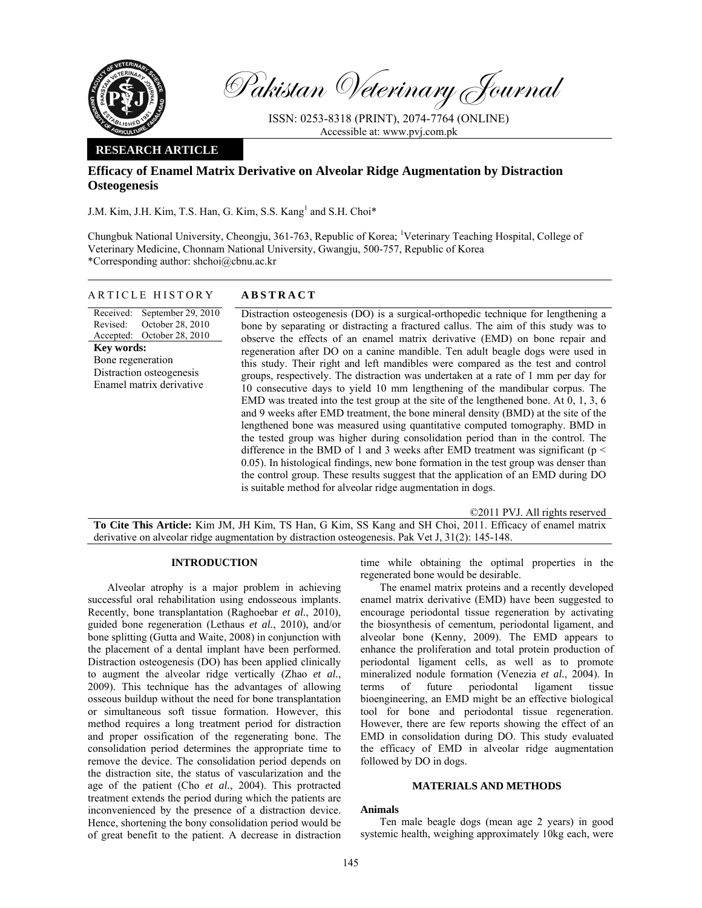# Pakistan Veterinary Journal

ISSN: 0253-8318 (PRINT), 2074-7764 (ONLINE)
Accessible at: www.pvj.com.pk

**RESEARCH ARTICLE**

## Efficacy of Enamel Matrix Derivative on Alveolar Ridge Augmentation by Distraction Osteogenesis

J.M. Kim, J.H. Kim, T.S. Han, G. Kim, S.S. Kang[1] and S.H. Choi*

Chungbuk National University, Cheongju, 361-763, Republic of Korea; [1]Veterinary Teaching Hospital, College of Veterinary Medicine, Chonnam National University, Gwangju, 500-757, Republic of Korea
*Corresponding author: shchoi@cbnu.ac.kr

### ARTICLE HISTORY

Received: September 29, 2010
Revised: October 28, 2010
Accepted: October 28, 2010

**Key words:**
Bone regeneration
Distraction osteogenesis
Enamel matrix derivative

### ABSTRACT

Distraction osteogenesis (DO) is a surgical-orthopedic technique for lengthening a bone by separating or distracting a fractured callus. The aim of this study was to observe the effects of an enamel matrix derivative (EMD) on bone repair and regeneration after DO on a canine mandible. Ten adult beagle dogs were used in this study. Their right and left mandibles were compared as the test and control groups, respectively. The distraction was undertaken at a rate of 1 mm per day for 10 consecutive days to yield 10 mm lengthening of the mandibular corpus. The EMD was treated into the test group at the site of the lengthened bone. At 0, 1, 3, 6 and 9 weeks after EMD treatment, the bone mineral density (BMD) at the site of the lengthened bone was measured using quantitative computed tomography. BMD in the tested group was higher during consolidation period than in the control. The difference in the BMD of 1 and 3 weeks after EMD treatment was significant ($p < 0.05$). In histological findings, new bone formation in the test group was denser than the control group. These results suggest that the application of an EMD during DO is suitable method for alveolar ridge augmentation in dogs.

©2011 PVJ. All rights reserved

**To Cite This Article:** Kim JM, JH Kim, TS Han, G Kim, SS Kang and SH Choi, 2011. Efficacy of enamel matrix derivative on alveolar ridge augmentation by distraction osteogenesis. Pak Vet J, 31(2): 145-148.

## INTRODUCTION

Alveolar atrophy is a major problem in achieving successful oral rehabilitation using endosseous implants. Recently, bone transplantation (Raghoebar *et al.*, 2010), guided bone regeneration (Lethaus *et al.*, 2010), and/or bone splitting (Gutta and Waite, 2008) in conjunction with the placement of a dental implant have been performed. Distraction osteogenesis (DO) has been applied clinically to augment the alveolar ridge vertically (Zhao *et al.*, 2009). This technique has the advantages of allowing osseous buildup without the need for bone transplantation or simultaneous soft tissue formation. However, this method requires a long treatment period for distraction and proper ossification of the regenerating bone. The consolidation period determines the appropriate time to remove the device. The consolidation period depends on the distraction site, the status of vascularization and the age of the patient (Cho *et al.*, 2004). This protracted treatment extends the period during which the patients are inconvenienced by the presence of a distraction device. Hence, shortening the bony consolidation period would be of great benefit to the patient. A decrease in distraction time while obtaining the optimal properties in the regenerated bone would be desirable.

The enamel matrix proteins and a recently developed enamel matrix derivative (EMD) have been suggested to encourage periodontal tissue regeneration by activating the biosynthesis of cementum, periodontal ligament, and alveolar bone (Kenny, 2009). The EMD appears to enhance the proliferation and total protein production of periodontal ligament cells, as well as to promote mineralized nodule formation (Venezia *et al.*, 2004). In terms of future periodontal ligament tissue bioengineering, an EMD might be an effective biological tool for bone and periodontal tissue regeneration. However, there are few reports showing the effect of an EMD in consolidation during DO. This study evaluated the efficacy of EMD in alveolar ridge augmentation followed by DO in dogs.

## MATERIALS AND METHODS

### Animals

Ten male beagle dogs (mean age 2 years) in good systemic health, weighing approximately 10kg each, were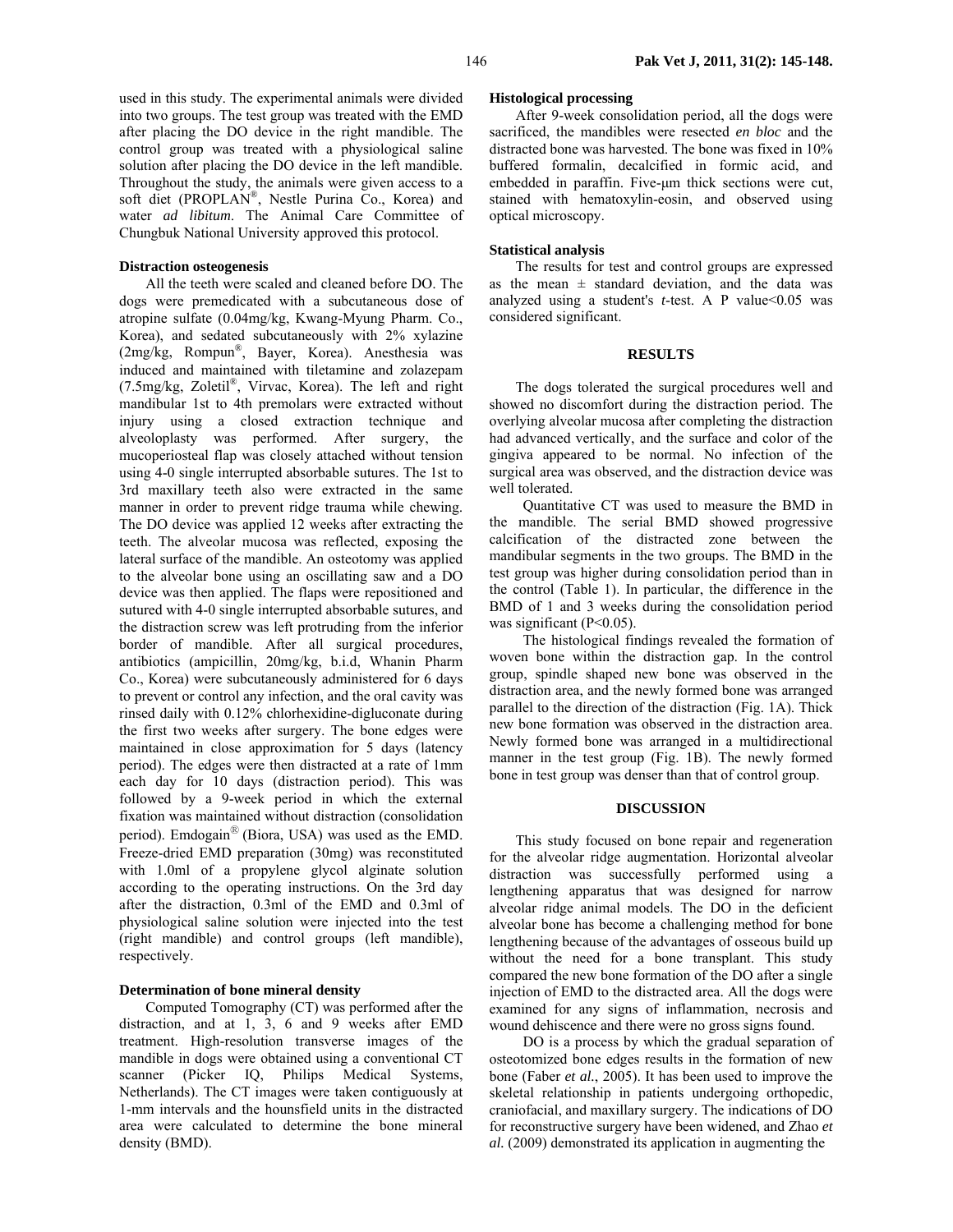used in this study. The experimental animals were divided into two groups. The test group was treated with the EMD after placing the DO device in the right mandible. The control group was treated with a physiological saline solution after placing the DO device in the left mandible. Throughout the study, the animals were given access to a soft diet (PROPLAN®, Nestle Purina Co., Korea) and water *ad libitum*. The Animal Care Committee of Chungbuk National University approved this protocol.

### Distraction osteogenesis

All the teeth were scaled and cleaned before DO. The dogs were premedicated with a subcutaneous dose of atropine sulfate (0.04mg/kg, Kwang-Myung Pharm. Co., Korea), and sedated subcutaneously with 2% xylazine (2mg/kg, Rompun®, Bayer, Korea). Anesthesia was induced and maintained with tiletamine and zolazepam (7.5mg/kg, Zoletil®, Virvac, Korea). The left and right mandibular 1st to 4th premolars were extracted without injury using a closed extraction technique and alveoloplasty was performed. After surgery, the mucoperiosteal flap was closely attached without tension using 4-0 single interrupted absorbable sutures. The 1st to 3rd maxillary teeth also were extracted in the same manner in order to prevent ridge trauma while chewing. The DO device was applied 12 weeks after extracting the teeth. The alveolar mucosa was reflected, exposing the lateral surface of the mandible. An osteotomy was applied to the alveolar bone using an oscillating saw and a DO device was then applied. The flaps were repositioned and sutured with 4-0 single interrupted absorbable sutures, and the distraction screw was left protruding from the inferior border of mandible. After all surgical procedures, antibiotics (ampicillin, 20mg/kg, b.i.d, Whanin Pharm Co., Korea) were subcutaneously administered for 6 days to prevent or control any infection, and the oral cavity was rinsed daily with 0.12% chlorhexidine-digluconate during the first two weeks after surgery. The bone edges were maintained in close approximation for 5 days (latency period). The edges were then distracted at a rate of 1mm each day for 10 days (distraction period). This was followed by a 9-week period in which the external fixation was maintained without distraction (consolidation period). Emdogain® (Biora, USA) was used as the EMD. Freeze-dried EMD preparation (30mg) was reconstituted with 1.0ml of a propylene glycol alginate solution according to the operating instructions. On the 3rd day after the distraction, 0.3ml of the EMD and 0.3ml of physiological saline solution were injected into the test (right mandible) and control groups (left mandible), respectively.

### Determination of bone mineral density

Computed Tomography (CT) was performed after the distraction, and at 1, 3, 6 and 9 weeks after EMD treatment. High-resolution transverse images of the mandible in dogs were obtained using a conventional CT scanner (Picker IQ, Philips Medical Systems, Netherlands). The CT images were taken contiguously at 1-mm intervals and the hounsfield units in the distracted area were calculated to determine the bone mineral density (BMD).

### Histological processing

After 9-week consolidation period, all the dogs were sacrificed, the mandibles were resected *en bloc* and the distracted bone was harvested. The bone was fixed in 10% buffered formalin, decalcified in formic acid, and embedded in paraffin. Five-μm thick sections were cut, stained with hematoxylin-eosin, and observed using optical microscopy.

### Statistical analysis

The results for test and control groups are expressed as the mean ± standard deviation, and the data was analyzed using a student's *t*-test. A P value<0.05 was considered significant.

## RESULTS

The dogs tolerated the surgical procedures well and showed no discomfort during the distraction period. The overlying alveolar mucosa after completing the distraction had advanced vertically, and the surface and color of the gingiva appeared to be normal. No infection of the surgical area was observed, and the distraction device was well tolerated.

Quantitative CT was used to measure the BMD in the mandible. The serial BMD showed progressive calcification of the distracted zone between the mandibular segments in the two groups. The BMD in the test group was higher during consolidation period than in the control (Table 1). In particular, the difference in the BMD of 1 and 3 weeks during the consolidation period was significant (P<0.05).

The histological findings revealed the formation of woven bone within the distraction gap. In the control group, spindle shaped new bone was observed in the distraction area, and the newly formed bone was arranged parallel to the direction of the distraction (Fig. 1A). Thick new bone formation was observed in the distraction area. Newly formed bone was arranged in a multidirectional manner in the test group (Fig. 1B). The newly formed bone in test group was denser than that of control group.

## DISCUSSION

This study focused on bone repair and regeneration for the alveolar ridge augmentation. Horizontal alveolar distraction was successfully performed using a lengthening apparatus that was designed for narrow alveolar ridge animal models. The DO in the deficient alveolar bone has become a challenging method for bone lengthening because of the advantages of osseous build up without the need for a bone transplant. This study compared the new bone formation of the DO after a single injection of EMD to the distracted area. All the dogs were examined for any signs of inflammation, necrosis and wound dehiscence and there were no gross signs found.

DO is a process by which the gradual separation of osteotomized bone edges results in the formation of new bone (Faber *et al.*, 2005). It has been used to improve the skeletal relationship in patients undergoing orthopedic, craniofacial, and maxillary surgery. The indications of DO for reconstructive surgery have been widened, and Zhao *et al.* (2009) demonstrated its application in augmenting the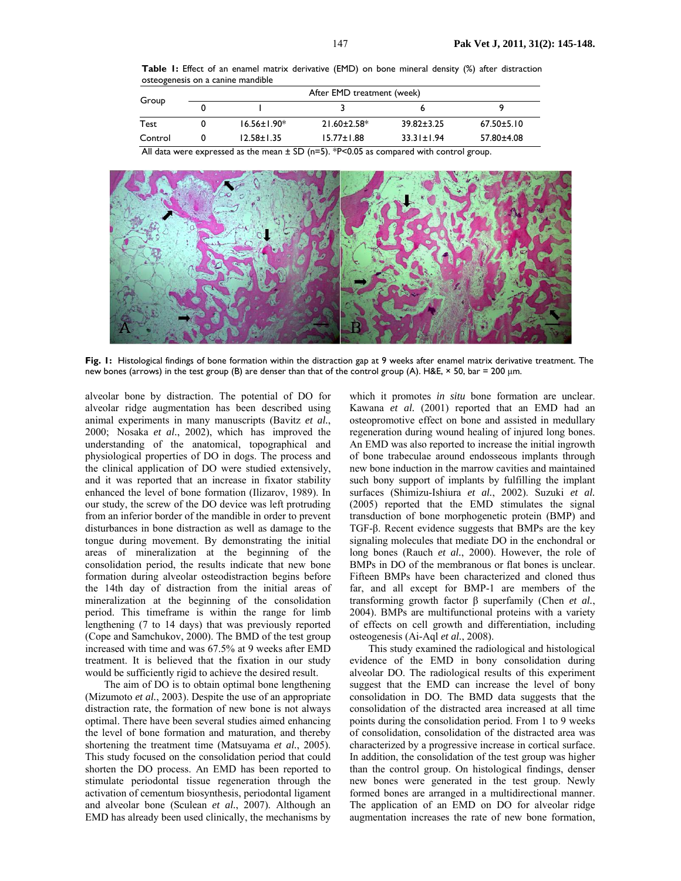**Table 1:** Effect of an enamel matrix derivative (EMD) on bone mineral density (%) after distraction osteogenesis on a canine mandible

| Group | After EMD treatment (week) | | | | |
|---|---|---|---|---|---|
| | 0 | 1 | 3 | 6 | 9 |
| Test | 0 | 16.56±1.90* | 21.60±2.58* | 39.82±3.25 | 67.50±5.10 |
| Control | 0 | 12.58±1.35 | 15.77±1.88 | 33.31±1.94 | 57.80±4.08 |

All data were expressed as the mean ± SD (n=5). *P<0.05 as compared with control group.

**Fig. 1:** Histological findings of bone formation within the distraction gap at 9 weeks after enamel matrix derivative treatment. The new bones (arrows) in the test group (B) are denser than that of the control group (A). H&E, × 50, bar = 200 μm.

alveolar bone by distraction. The potential of DO for alveolar ridge augmentation has been described using animal experiments in many manuscripts (Bavitz *et al.*, 2000; Nosaka *et al.*, 2002), which has improved the understanding of the anatomical, topographical and physiological properties of DO in dogs. The process and the clinical application of DO were studied extensively, and it was reported that an increase in fixator stability enhanced the level of bone formation (Ilizarov, 1989). In our study, the screw of the DO device was left protruding from an inferior border of the mandible in order to prevent disturbances in bone distraction as well as damage to the tongue during movement. By demonstrating the initial areas of mineralization at the beginning of the consolidation period, the results indicate that new bone formation during alveolar osteodistraction begins before the 14th day of distraction from the initial areas of mineralization at the beginning of the consolidation period. This timeframe is within the range for limb lengthening (7 to 14 days) that was previously reported (Cope and Samchukov, 2000). The BMD of the test group increased with time and was 67.5% at 9 weeks after EMD treatment. It is believed that the fixation in our study would be sufficiently rigid to achieve the desired result.

The aim of DO is to obtain optimal bone lengthening (Mizumoto *et al.*, 2003). Despite the use of an appropriate distraction rate, the formation of new bone is not always optimal. There have been several studies aimed enhancing the level of bone formation and maturation, and thereby shortening the treatment time (Matsuyama *et al.*, 2005). This study focused on the consolidation period that could shorten the DO process. An EMD has been reported to stimulate periodontal tissue regeneration through the activation of cementum biosynthesis, periodontal ligament and alveolar bone (Sculean *et al.*, 2007). Although an EMD has already been used clinically, the mechanisms by which it promotes *in situ* bone formation are unclear. Kawana *et al.* (2001) reported that an EMD had an osteopromotive effect on bone and assisted in medullary regeneration during wound healing of injured long bones. An EMD was also reported to increase the initial ingrowth of bone trabeculae around endosseous implants through new bone induction in the marrow cavities and maintained such bony support of implants by fulfilling the implant surfaces (Shimizu-Ishiura *et al.*, 2002). Suzuki *et al.* (2005) reported that the EMD stimulates the signal transduction of bone morphogenetic protein (BMP) and TGF-β. Recent evidence suggests that BMPs are the key signaling molecules that mediate DO in the enchondral or long bones (Rauch *et al.*, 2000). However, the role of BMPs in DO of the membranous or flat bones is unclear. Fifteen BMPs have been characterized and cloned thus far, and all except for BMP-1 are members of the transforming growth factor β superfamily (Chen *et al.*, 2004). BMPs are multifunctional proteins with a variety of effects on cell growth and differentiation, including osteogenesis (Ai-Aql *et al.*, 2008).

This study examined the radiological and histological evidence of the EMD in bony consolidation during alveolar DO. The radiological results of this experiment suggest that the EMD can increase the level of bony consolidation in DO. The BMD data suggests that the consolidation of the distracted area increased at all time points during the consolidation period. From 1 to 9 weeks of consolidation, consolidation of the distracted area was characterized by a progressive increase in cortical surface. In addition, the consolidation of the test group was higher than the control group. On histological findings, denser new bones were generated in the test group. Newly formed bones are arranged in a multidirectional manner. The application of an EMD on DO for alveolar ridge augmentation increases the rate of new bone formation,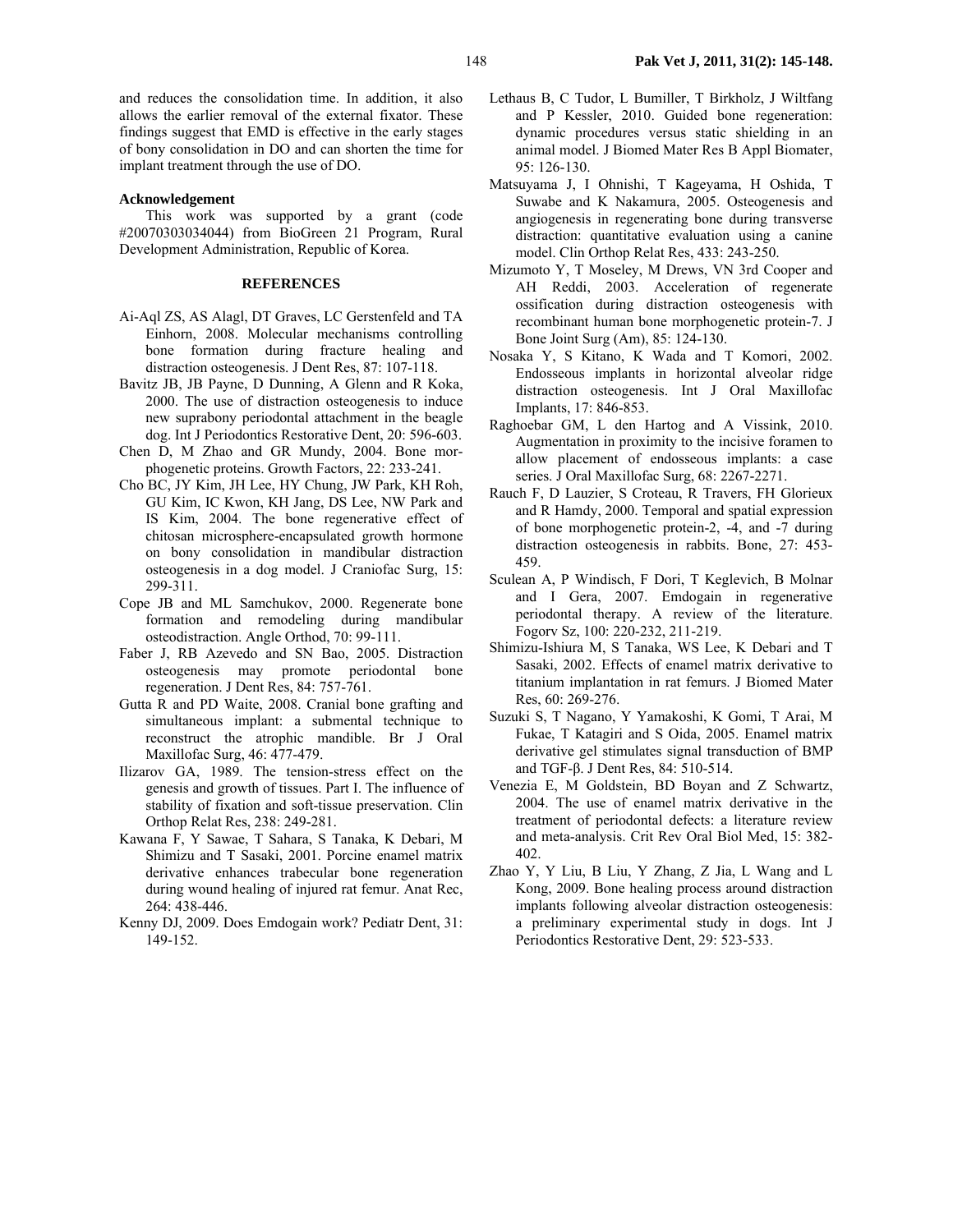and reduces the consolidation time. In addition, it also allows the earlier removal of the external fixator. These findings suggest that EMD is effective in the early stages of bony consolidation in DO and can shorten the time for implant treatment through the use of DO.

## Acknowledgement

This work was supported by a grant (code #20070303034044) from BioGreen 21 Program, Rural Development Administration, Republic of Korea.

## REFERENCES

Ai-Aql ZS, AS Alagl, DT Graves, LC Gerstenfeld and TA Einhorn, 2008. Molecular mechanisms controlling bone formation during fracture healing and distraction osteogenesis. J Dent Res, 87: 107-118.

Bavitz JB, JB Payne, D Dunning, A Glenn and R Koka, 2000. The use of distraction osteogenesis to induce new suprabony periodontal attachment in the beagle dog. Int J Periodontics Restorative Dent, 20: 596-603.

Chen D, M Zhao and GR Mundy, 2004. Bone morphogenetic proteins. Growth Factors, 22: 233-241.

Cho BC, JY Kim, JH Lee, HY Chung, JW Park, KH Roh, GU Kim, IC Kwon, KH Jang, DS Lee, NW Park and IS Kim, 2004. The bone regenerative effect of chitosan microsphere-encapsulated growth hormone on bony consolidation in mandibular distraction osteogenesis in a dog model. J Craniofac Surg, 15: 299-311.

Cope JB and ML Samchukov, 2000. Regenerate bone formation and remodeling during mandibular osteodistraction. Angle Orthod, 70: 99-111.

Faber J, RB Azevedo and SN Bao, 2005. Distraction osteogenesis may promote periodontal bone regeneration. J Dent Res, 84: 757-761.

Gutta R and PD Waite, 2008. Cranial bone grafting and simultaneous implant: a submental technique to reconstruct the atrophic mandible. Br J Oral Maxillofac Surg, 46: 477-479.

Ilizarov GA, 1989. The tension-stress effect on the genesis and growth of tissues. Part I. The influence of stability of fixation and soft-tissue preservation. Clin Orthop Relat Res, 238: 249-281.

Kawana F, Y Sawae, T Sahara, S Tanaka, K Debari, M Shimizu and T Sasaki, 2001. Porcine enamel matrix derivative enhances trabecular bone regeneration during wound healing of injured rat femur. Anat Rec, 264: 438-446.

Kenny DJ, 2009. Does Emdogain work? Pediatr Dent, 31: 149-152.

Lethaus B, C Tudor, L Bumiller, T Birkholz, J Wiltfang and P Kessler, 2010. Guided bone regeneration: dynamic procedures versus static shielding in an animal model. J Biomed Mater Res B Appl Biomater, 95: 126-130.

Matsuyama J, I Ohnishi, T Kageyama, H Oshida, T Suwabe and K Nakamura, 2005. Osteogenesis and angiogenesis in regenerating bone during transverse distraction: quantitative evaluation using a canine model. Clin Orthop Relat Res, 433: 243-250.

Mizumoto Y, T Moseley, M Drews, VN 3rd Cooper and AH Reddi, 2003. Acceleration of regenerate ossification during distraction osteogenesis with recombinant human bone morphogenetic protein-7. J Bone Joint Surg (Am), 85: 124-130.

Nosaka Y, S Kitano, K Wada and T Komori, 2002. Endosseous implants in horizontal alveolar ridge distraction osteogenesis. Int J Oral Maxillofac Implants, 17: 846-853.

Raghoebar GM, L den Hartog and A Vissink, 2010. Augmentation in proximity to the incisive foramen to allow placement of endosseous implants: a case series. J Oral Maxillofac Surg, 68: 2267-2271.

Rauch F, D Lauzier, S Croteau, R Travers, FH Glorieux and R Hamdy, 2000. Temporal and spatial expression of bone morphogenetic protein-2, -4, and -7 during distraction osteogenesis in rabbits. Bone, 27: 453-459.

Sculean A, P Windisch, F Dori, T Keglevich, B Molnar and I Gera, 2007. Emdogain in regenerative periodontal therapy. A review of the literature. Fogorv Sz, 100: 220-232, 211-219.

Shimizu-Ishiura M, S Tanaka, WS Lee, K Debari and T Sasaki, 2002. Effects of enamel matrix derivative to titanium implantation in rat femurs. J Biomed Mater Res, 60: 269-276.

Suzuki S, T Nagano, Y Yamakoshi, K Gomi, T Arai, M Fukae, T Katagiri and S Oida, 2005. Enamel matrix derivative gel stimulates signal transduction of BMP and TGF-β. J Dent Res, 84: 510-514.

Venezia E, M Goldstein, BD Boyan and Z Schwartz, 2004. The use of enamel matrix derivative in the treatment of periodontal defects: a literature review and meta-analysis. Crit Rev Oral Biol Med, 15: 382-402.

Zhao Y, Y Liu, B Liu, Y Zhang, Z Jia, L Wang and L Kong, 2009. Bone healing process around distraction implants following alveolar distraction osteogenesis: a preliminary experimental study in dogs. Int J Periodontics Restorative Dent, 29: 523-533.